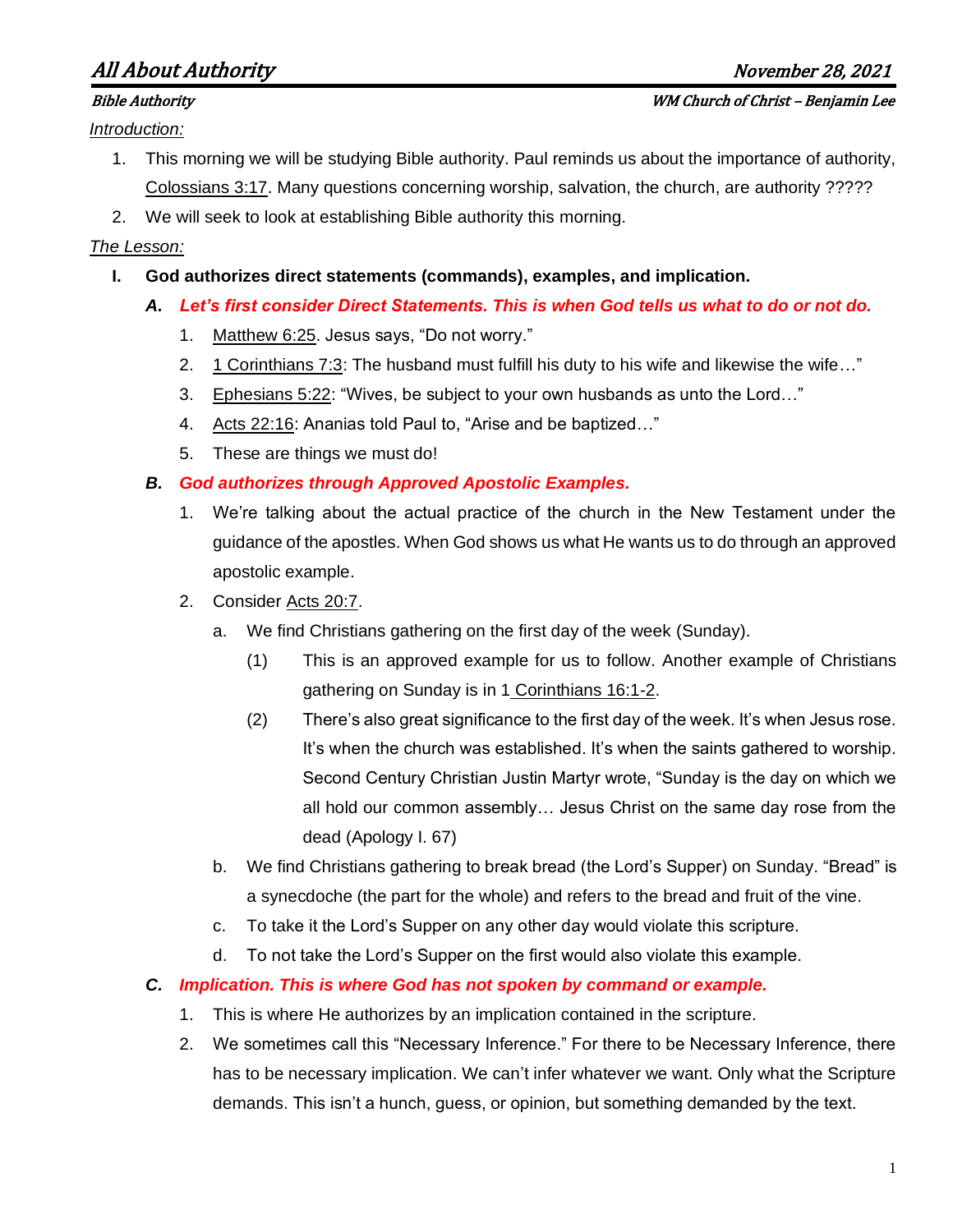# All About Authority

**November 28, 2021**

**Bible Authority** — **WM Church of Christ – Benjamin Lee**

*Introduction:*

1. This morning we will be studying Bible authority. Paul reminds us about the importance of authority, Colossians 3:17. Many questions concerning worship, salvation, the church, are authority ?????
2. We will seek to look at establishing Bible authority this morning.

*The Lesson:*

**I. God authorizes direct statements (commands), examples, and implication.**

***A. Let's first consider Direct Statements. This is when God tells us what to do or not do.***

1. Matthew 6:25. Jesus says, "Do not worry."
2. 1 Corinthians 7:3: The husband must fulfill his duty to his wife and likewise the wife…"
3. Ephesians 5:22: "Wives, be subject to your own husbands as unto the Lord…"
4. Acts 22:16: Ananias told Paul to, "Arise and be baptized…"
5. These are things we must do!

***B. God authorizes through Approved Apostolic Examples.***

1. We're talking about the actual practice of the church in the New Testament under the guidance of the apostles. When God shows us what He wants us to do through an approved apostolic example.
2. Consider Acts 20:7.
   a. We find Christians gathering on the first day of the week (Sunday).
      (1) This is an approved example for us to follow. Another example of Christians gathering on Sunday is in 1 Corinthians 16:1-2.
      (2) There's also great significance to the first day of the week. It's when Jesus rose. It's when the church was established. It's when the saints gathered to worship. Second Century Christian Justin Martyr wrote, "Sunday is the day on which we all hold our common assembly… Jesus Christ on the same day rose from the dead (Apology I. 67)
   b. We find Christians gathering to break bread (the Lord's Supper) on Sunday. "Bread" is a synecdoche (the part for the whole) and refers to the bread and fruit of the vine.
   c. To take it the Lord's Supper on any other day would violate this scripture.
   d. To not take the Lord's Supper on the first would also violate this example.

***C. Implication. This is where God has not spoken by command or example.***

1. This is where He authorizes by an implication contained in the scripture.
2. We sometimes call this "Necessary Inference." For there to be Necessary Inference, there has to be necessary implication. We can't infer whatever we want. Only what the Scripture demands. This isn't a hunch, guess, or opinion, but something demanded by the text.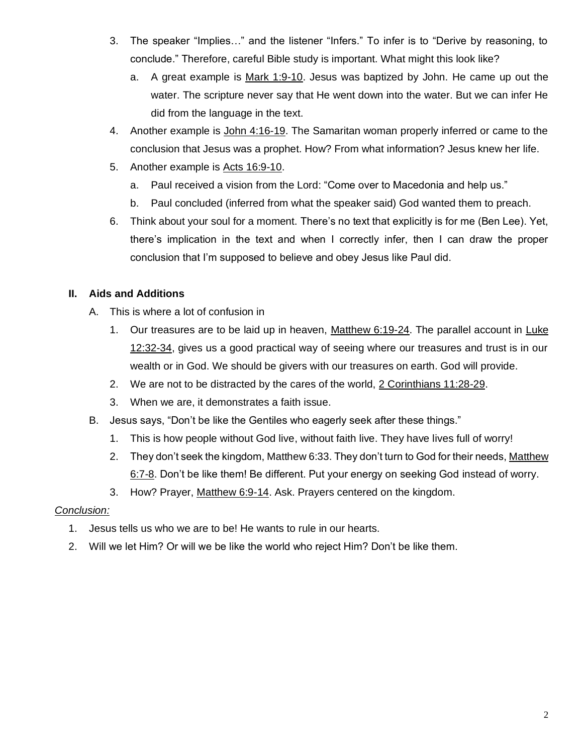3. The speaker "Implies…" and the listener "Infers." To infer is to "Derive by reasoning, to conclude." Therefore, careful Bible study is important. What might this look like?
   a. A great example is Mark 1:9-10. Jesus was baptized by John. He came up out the water. The scripture never say that He went down into the water. But we can infer He did from the language in the text.
4. Another example is John 4:16-19. The Samaritan woman properly inferred or came to the conclusion that Jesus was a prophet. How? From what information? Jesus knew her life.
5. Another example is Acts 16:9-10.
   a. Paul received a vision from the Lord: "Come over to Macedonia and help us."
   b. Paul concluded (inferred from what the speaker said) God wanted them to preach.
6. Think about your soul for a moment. There's no text that explicitly is for me (Ben Lee). Yet, there's implication in the text and when I correctly infer, then I can draw the proper conclusion that I'm supposed to believe and obey Jesus like Paul did.

**II. Aids and Additions**

A. This is where a lot of confusion in
   1. Our treasures are to be laid up in heaven, Matthew 6:19-24. The parallel account in Luke 12:32-34, gives us a good practical way of seeing where our treasures and trust is in our wealth or in God. We should be givers with our treasures on earth. God will provide.
   2. We are not to be distracted by the cares of the world, 2 Corinthians 11:28-29.
   3. When we are, it demonstrates a faith issue.

B. Jesus says, "Don't be like the Gentiles who eagerly seek after these things."
   1. This is how people without God live, without faith live. They have lives full of worry!
   2. They don't seek the kingdom, Matthew 6:33. They don't turn to God for their needs, Matthew 6:7-8. Don't be like them! Be different. Put your energy on seeking God instead of worry.
   3. How? Prayer, Matthew 6:9-14. Ask. Prayers centered on the kingdom.

*Conclusion:*

1. Jesus tells us who we are to be! He wants to rule in our hearts.
2. Will we let Him? Or will we be like the world who reject Him? Don't be like them.